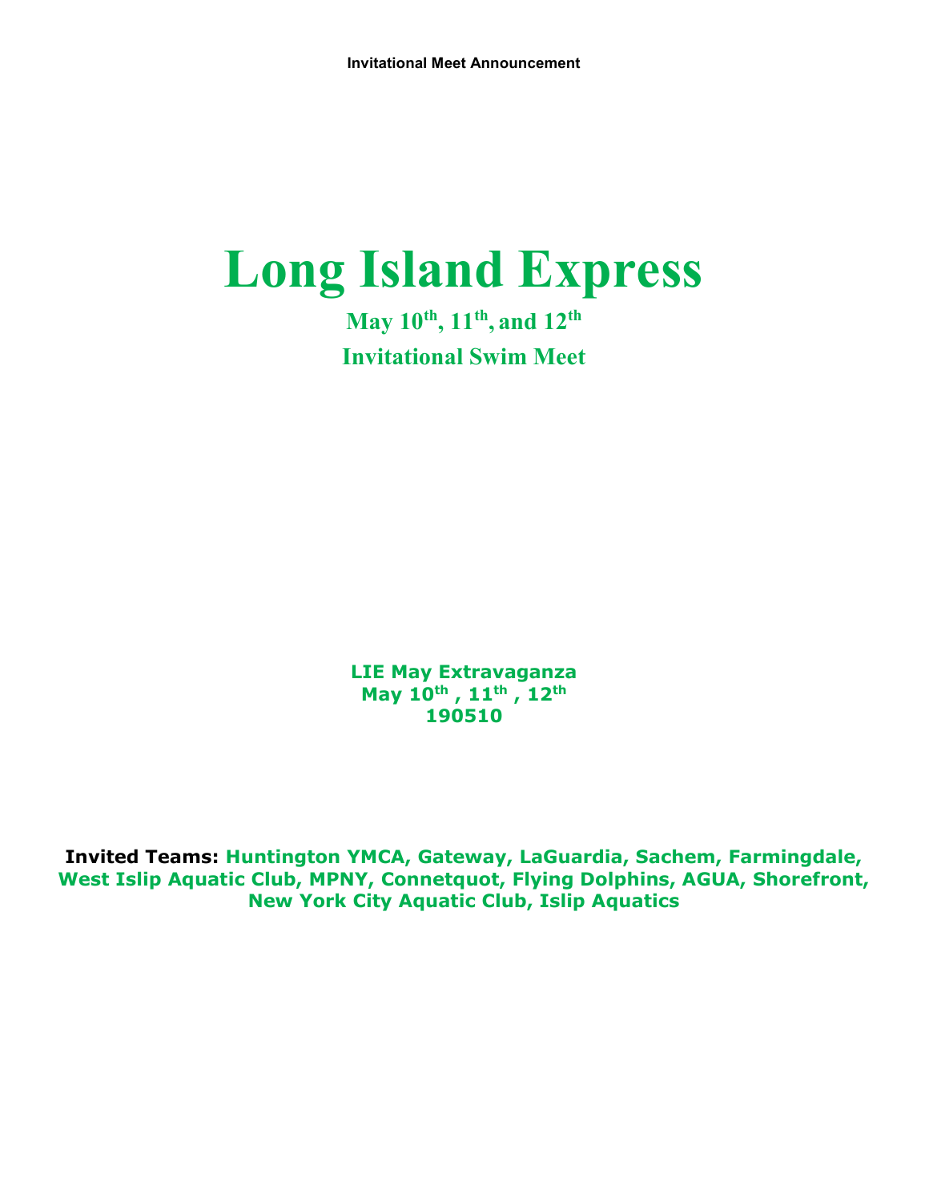**Invitational Meet Announcement**

# Long Island Express

## May 10th, 11th, and 12th

## Invitational Swim Meet

**LIE May Extravaganza**
**May 10th , 11th , 12th**
**190510**

**Invited Teams: Huntington YMCA, Gateway, LaGuardia, Sachem, Farmingdale, West Islip Aquatic Club, MPNY, Connetquot, Flying Dolphins, AGUA, Shorefront, New York City Aquatic Club, Islip Aquatics**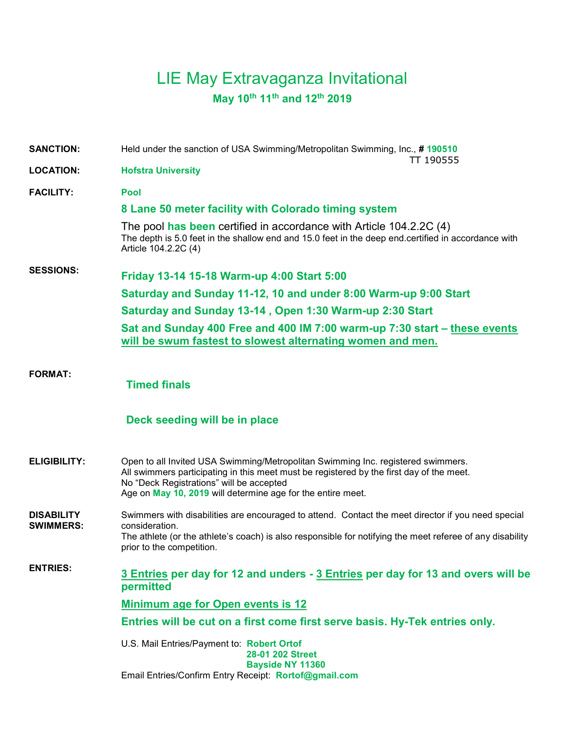# LIE May Extravaganza Invitational

## May 10th 11th and 12th 2019

**SANCTION:** Held under the sanction of USA Swimming/Metropolitan Swimming, Inc., **# 190510**
TT 190555

**LOCATION:** **Hofstra University**

**FACILITY:** **Pool**

**8 Lane 50 meter facility with Colorado timing system**

The pool **has been** certified in accordance with Article 104.2.2C (4)
The depth is 5.0 feet in the shallow end and 15.0 feet in the deep end.certified in accordance with Article 104.2.2C (4)

**SESSIONS:**

**Friday 13-14 15-18 Warm-up 4:00 Start 5:00**

**Saturday and Sunday 11-12, 10 and under 8:00 Warm-up 9:00 Start**

**Saturday and Sunday 13-14 , Open 1:30 Warm-up 2:30 Start**

**Sat and Sunday 400 Free and 400 IM 7:00 warm-up 7:30 start – <u>these events will be swum fastest to slowest alternating women and men.</u>**

**FORMAT:**

**Timed finals**

**Deck seeding will be in place**

**ELIGIBILITY:** Open to all Invited USA Swimming/Metropolitan Swimming Inc. registered swimmers.
All swimmers participating in this meet must be registered by the first day of the meet.
No "Deck Registrations" will be accepted
Age on **May 10, 2019** will determine age for the entire meet.

**DISABILITY SWIMMERS:** Swimmers with disabilities are encouraged to attend. Contact the meet director if you need special consideration.
The athlete (or the athlete's coach) is also responsible for notifying the meet referee of any disability prior to the competition.

**ENTRIES:**

**<u>3 Entries</u> per day for 12 and unders - <u>3 Entries</u> per day for 13 and overs will be permitted**

**<u>Minimum age for Open events is 12</u>**

**Entries will be cut on a first come first serve basis. Hy-Tek entries only.**

U.S. Mail Entries/Payment to: **Robert Ortof**
**28-01 202 Street**
**Bayside NY 11360**

Email Entries/Confirm Entry Receipt: **Rortof@gmail.com**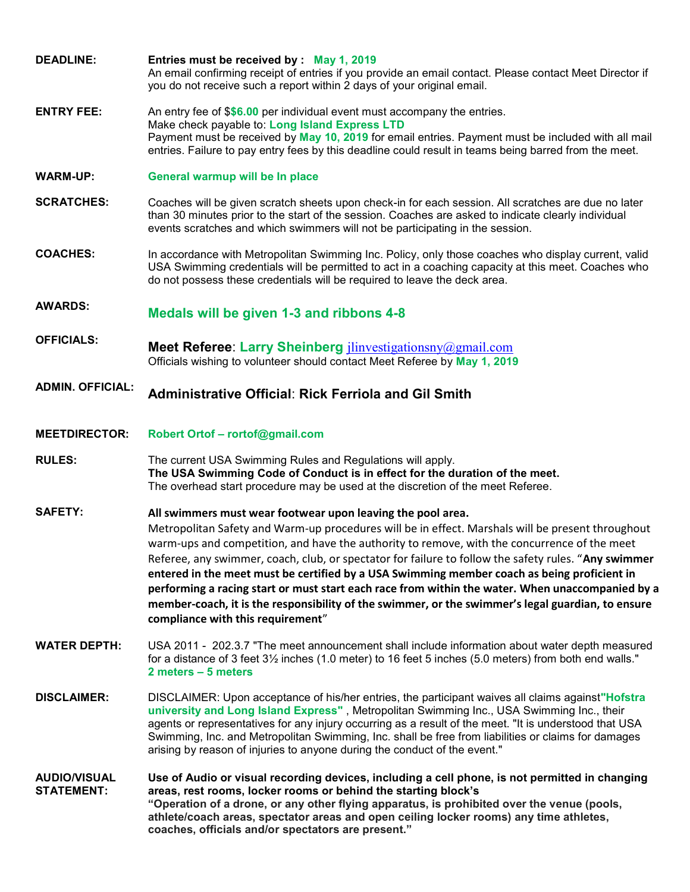**DEADLINE:** **Entries must be received by : May 1, 2019**
An email confirming receipt of entries if you provide an email contact. Please contact Meet Director if you do not receive such a report within 2 days of your original email.

**ENTRY FEE:** An entry fee of $**$6.00** per individual event must accompany the entries.
Make check payable to: **Long Island Express LTD**
Payment must be received by **May 10, 2019** for email entries. Payment must be included with all mail entries. Failure to pay entry fees by this deadline could result in teams being barred from the meet.

**WARM-UP:** **General warmup will be In place**

**SCRATCHES:** Coaches will be given scratch sheets upon check-in for each session. All scratches are due no later than 30 minutes prior to the start of the session. Coaches are asked to indicate clearly individual events scratches and which swimmers will not be participating in the session.

**COACHES:** In accordance with Metropolitan Swimming Inc. Policy, only those coaches who display current, valid USA Swimming credentials will be permitted to act in a coaching capacity at this meet. Coaches who do not possess these credentials will be required to leave the deck area.

**AWARDS:** **Medals will be given 1-3 and ribbons 4-8**

**OFFICIALS:** **Meet Referee**: **Larry Sheinberg** jlinvestigationsny@gmail.com
Officials wishing to volunteer should contact Meet Referee by **May 1, 2019**

**ADMIN. OFFICIAL:** **Administrative Official**: **Rick Ferriola and Gil Smith**

**MEETDIRECTOR:** **Robert Ortof – rortof@gmail.com**

**RULES:** The current USA Swimming Rules and Regulations will apply.
**The USA Swimming Code of Conduct is in effect for the duration of the meet.**
The overhead start procedure may be used at the discretion of the meet Referee.

**SAFETY:** **All swimmers must wear footwear upon leaving the pool area.**
Metropolitan Safety and Warm-up procedures will be in effect. Marshals will be present throughout warm-ups and competition, and have the authority to remove, with the concurrence of the meet Referee, any swimmer, coach, club, or spectator for failure to follow the safety rules. "**Any swimmer entered in the meet must be certified by a USA Swimming member coach as being proficient in performing a racing start or must start each race from within the water. When unaccompanied by a member-coach, it is the responsibility of the swimmer, or the swimmer's legal guardian, to ensure compliance with this requirement**"

**WATER DEPTH:** USA 2011 - 202.3.7 "The meet announcement shall include information about water depth measured for a distance of 3 feet 3½ inches (1.0 meter) to 16 feet 5 inches (5.0 meters) from both end walls."
**2 meters – 5 meters**

**DISCLAIMER:** DISCLAIMER: Upon acceptance of his/her entries, the participant waives all claims against**"Hofstra university and Long Island Express"** , Metropolitan Swimming Inc., USA Swimming Inc., their agents or representatives for any injury occurring as a result of the meet. "It is understood that USA Swimming, Inc. and Metropolitan Swimming, Inc. shall be free from liabilities or claims for damages arising by reason of injuries to anyone during the conduct of the event."

**AUDIO/VISUAL STATEMENT:** **Use of Audio or visual recording devices, including a cell phone, is not permitted in changing areas, rest rooms, locker rooms or behind the starting block's**
**"Operation of a drone, or any other flying apparatus, is prohibited over the venue (pools, athlete/coach areas, spectator areas and open ceiling locker rooms) any time athletes, coaches, officials and/or spectators are present."**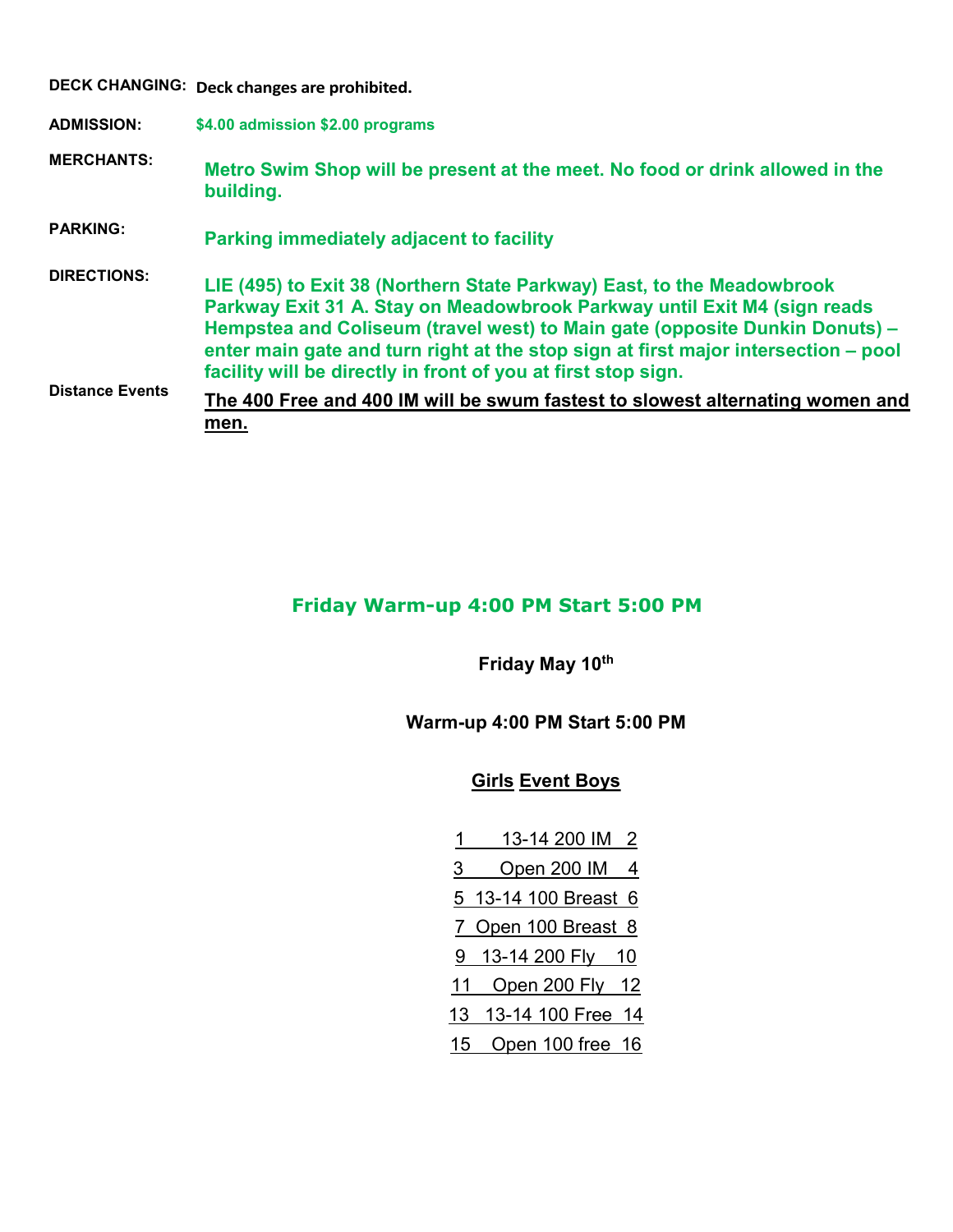**DECK CHANGING:** Deck changes are prohibited.

**ADMISSION:** $4.00 admission $2.00 programs

**MERCHANTS:** Metro Swim Shop will be present at the meet. No food or drink allowed in the building.

**PARKING:** Parking immediately adjacent to facility

**DIRECTIONS:** LIE (495) to Exit 38 (Northern State Parkway) East, to the Meadowbrook Parkway Exit 31 A. Stay on Meadowbrook Parkway until Exit M4 (sign reads Hempstea and Coliseum (travel west) to Main gate (opposite Dunkin Donuts) – enter main gate and turn right at the stop sign at first major intersection – pool facility will be directly in front of you at first stop sign.

**Distance Events** The 400 Free and 400 IM will be swum fastest to slowest alternating women and men.

## Friday Warm-up 4:00 PM Start 5:00 PM

**Friday May 10th**

**Warm-up 4:00 PM Start 5:00 PM**

| Girls | Event | Boys |
|---|---|---|
| 1 | 13-14 200 IM | 2 |
| 3 | Open 200 IM | 4 |
| 5 | 13-14 100 Breast | 6 |
| 7 | Open 100 Breast | 8 |
| 9 | 13-14 200 Fly | 10 |
| 11 | Open 200 Fly | 12 |
| 13 | 13-14 100 Free | 14 |
| 15 | Open 100 free | 16 |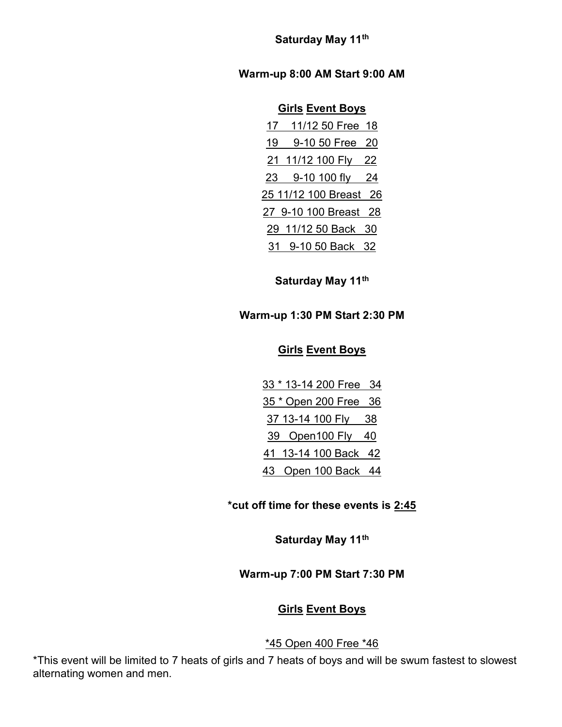**Saturday May 11th**

**Warm-up 8:00 AM Start 9:00 AM**

| Girls | Event | Boys |
|---|---|---|
| 17 | 11/12 50 Free | 18 |
| 19 | 9-10 50 Free | 20 |
| 21 | 11/12 100 Fly | 22 |
| 23 | 9-10 100 fly | 24 |
| 25 | 11/12 100 Breast | 26 |
| 27 | 9-10 100 Breast | 28 |
| 29 | 11/12 50 Back | 30 |
| 31 | 9-10 50 Back | 32 |

**Saturday May 11th**

**Warm-up 1:30 PM Start 2:30 PM**

| Girls | Event | Boys |
|---|---|---|
| 33 * | 13-14 200 Free | 34 |
| 35 * | Open 200 Free | 36 |
| 37 | 13-14 100 Fly | 38 |
| 39 | Open100 Fly | 40 |
| 41 | 13-14 100 Back | 42 |
| 43 | Open 100 Back | 44 |

**\*cut off time for these events is 2:45**

**Saturday May 11th**

**Warm-up 7:00 PM Start 7:30 PM**

| Girls | Event | Boys |
|---|---|---|
| *45 | Open 400 Free | *46 |

*This event will be limited to 7 heats of girls and 7 heats of boys and will be swum fastest to slowest alternating women and men.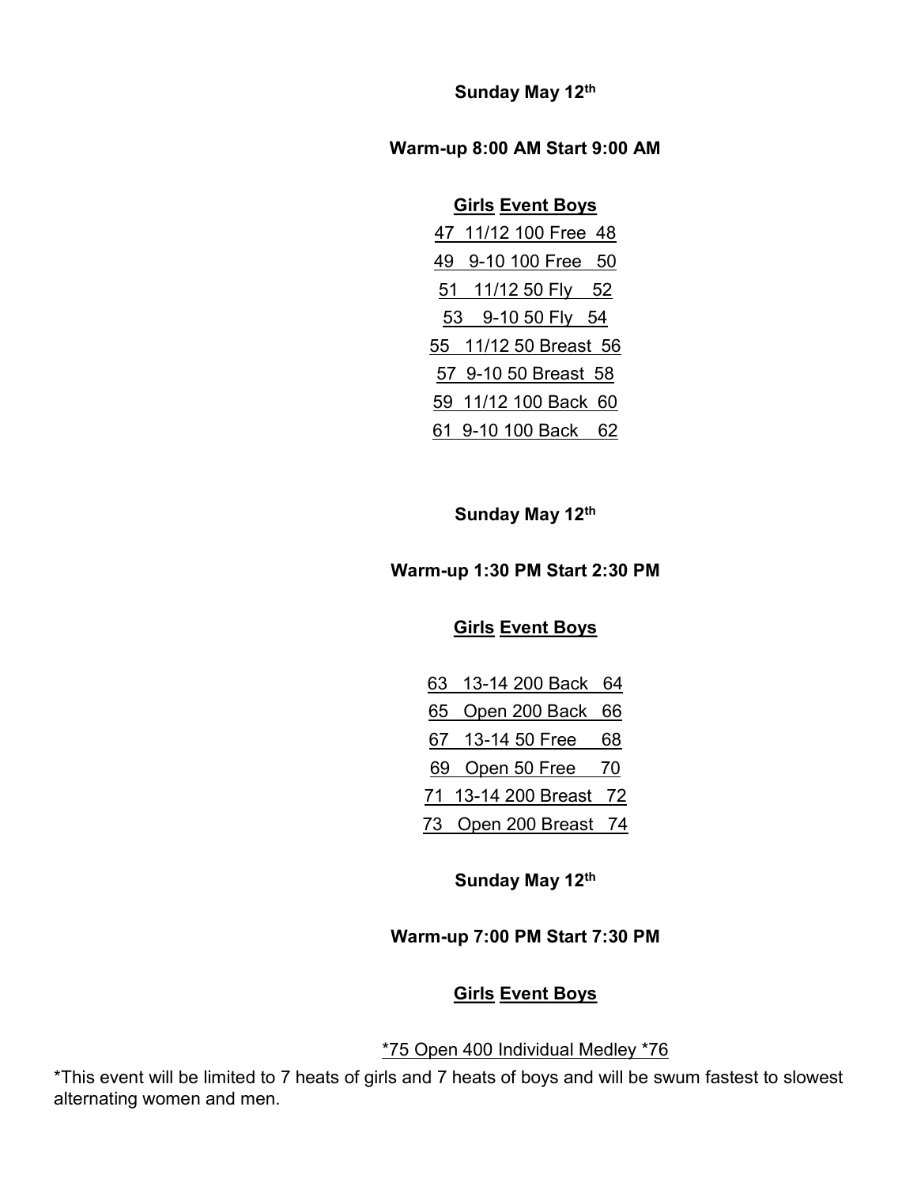**Sunday May 12th**

**Warm-up 8:00 AM Start 9:00 AM**

| Girls | Event | Boys |
| --- | --- | --- |
| 47 | 11/12 100 Free | 48 |
| 49 | 9-10 100 Free | 50 |
| 51 | 11/12 50 Fly | 52 |
| 53 | 9-10 50 Fly | 54 |
| 55 | 11/12 50 Breast | 56 |
| 57 | 9-10 50 Breast | 58 |
| 59 | 11/12 100 Back | 60 |
| 61 | 9-10 100 Back | 62 |

**Sunday May 12th**

**Warm-up 1:30 PM Start 2:30 PM**

| Girls | Event | Boys |
| --- | --- | --- |
| 63 | 13-14 200 Back | 64 |
| 65 | Open 200 Back | 66 |
| 67 | 13-14 50 Free | 68 |
| 69 | Open 50 Free | 70 |
| 71 | 13-14 200 Breast | 72 |
| 73 | Open 200 Breast | 74 |

**Sunday May 12th**

**Warm-up 7:00 PM Start 7:30 PM**

| Girls | Event | Boys |
| --- | --- | --- |
| *75 | Open 400 Individual Medley | *76 |

*This event will be limited to 7 heats of girls and 7 heats of boys and will be swum fastest to slowest alternating women and men.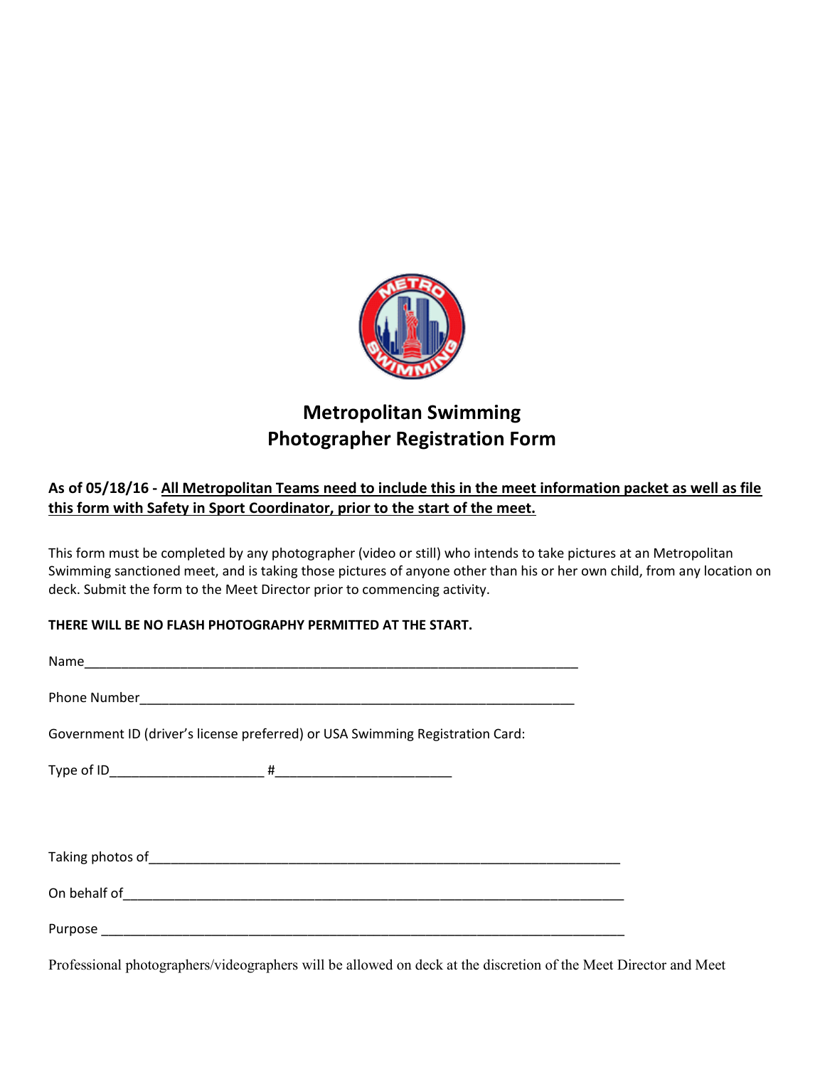## Metropolitan Swimming
## Photographer Registration Form

**As of 05/18/16 - <u>All Metropolitan Teams need to include this in the meet information packet as well as file this form with Safety in Sport Coordinator, prior to the start of the meet.</u>**

This form must be completed by any photographer (video or still) who intends to take pictures at an Metropolitan Swimming sanctioned meet, and is taking those pictures of anyone other than his or her own child, from any location on deck. Submit the form to the Meet Director prior to commencing activity.

**THERE WILL BE NO FLASH PHOTOGRAPHY PERMITTED AT THE START.**

Name_____________________________________________________________________

Phone Number_____________________________________________________________

Government ID (driver's license preferred) or USA Swimming Registration Card:

Type of ID______________________ #_________________________

Taking photos of__________________________________________________________________

On behalf of_______________________________________________________________________

Purpose __________________________________________________________________________

Professional photographers/videographers will be allowed on deck at the discretion of the Meet Director and Meet